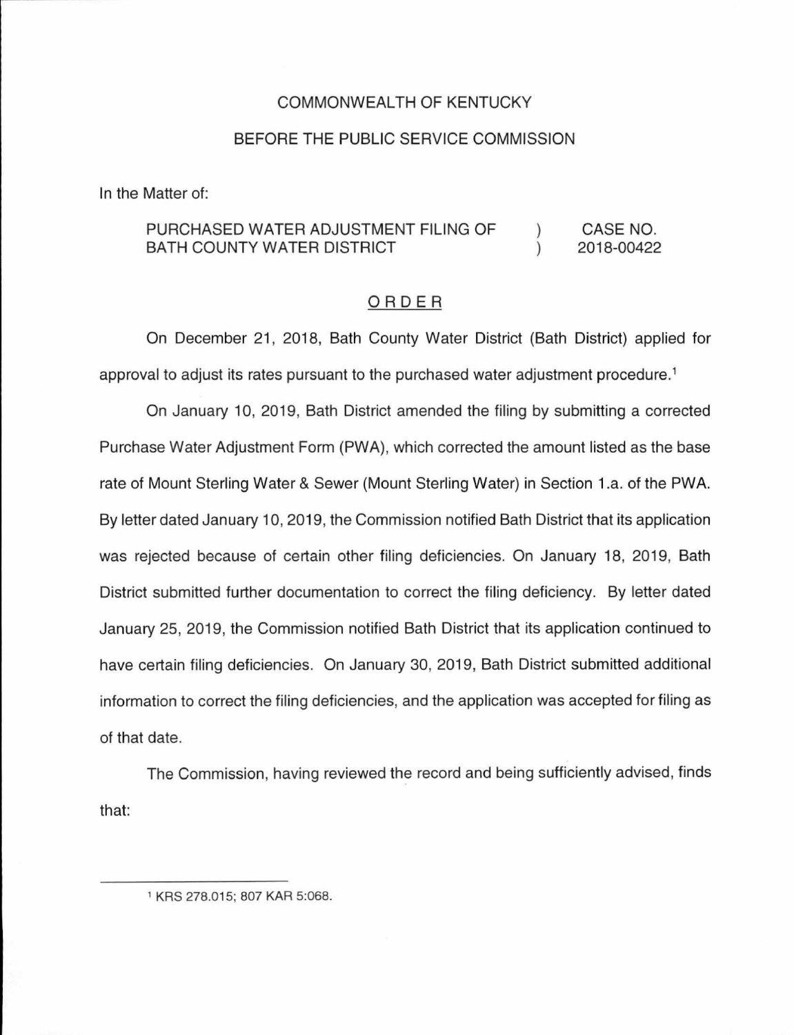COMMONWEALTH OF KENTUCKY

BEFORE THE PUBLIC SERVICE COMMISSION

In the Matter of:

| | | |
|---|---|---|
| PURCHASED WATER ADJUSTMENT FILING OF BATH COUNTY WATER DISTRICT | ) ) | CASE NO. 2018-00422 |

## ORDER

On December 21, 2018, Bath County Water District (Bath District) applied for approval to adjust its rates pursuant to the purchased water adjustment procedure.[1]

On January 10, 2019, Bath District amended the filing by submitting a corrected Purchase Water Adjustment Form (PWA), which corrected the amount listed as the base rate of Mount Sterling Water & Sewer (Mount Sterling Water) in Section 1.a. of the PWA. By letter dated January 10, 2019, the Commission notified Bath District that its application was rejected because of certain other filing deficiencies. On January 18, 2019, Bath District submitted further documentation to correct the filing deficiency. By letter dated January 25, 2019, the Commission notified Bath District that its application continued to have certain filing deficiencies. On January 30, 2019, Bath District submitted additional information to correct the filing deficiencies, and the application was accepted for filing as of that date.

The Commission, having reviewed the record and being sufficiently advised, finds that:

---

[1] KRS 278.015; 807 KAR 5:068.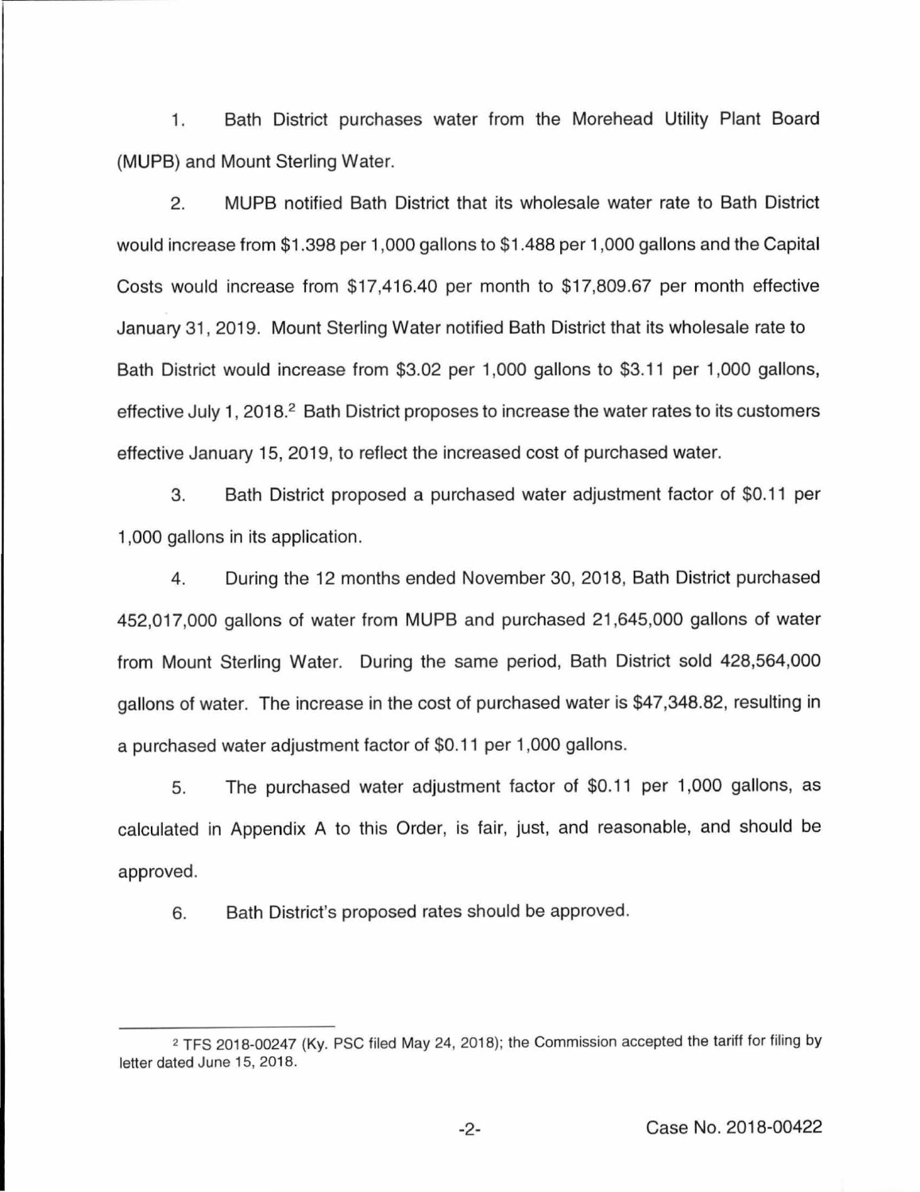1. Bath District purchases water from the Morehead Utility Plant Board (MUPB) and Mount Sterling Water.

2. MUPB notified Bath District that its wholesale water rate to Bath District would increase from $1.398 per 1,000 gallons to $1.488 per 1,000 gallons and the Capital Costs would increase from $17,416.40 per month to $17,809.67 per month effective January 31, 2019. Mount Sterling Water notified Bath District that its wholesale rate to Bath District would increase from $3.02 per 1,000 gallons to $3.11 per 1,000 gallons, effective July 1, 2018.[2] Bath District proposes to increase the water rates to its customers effective January 15, 2019, to reflect the increased cost of purchased water.

3. Bath District proposed a purchased water adjustment factor of $0.11 per 1,000 gallons in its application.

4. During the 12 months ended November 30, 2018, Bath District purchased 452,017,000 gallons of water from MUPB and purchased 21,645,000 gallons of water from Mount Sterling Water. During the same period, Bath District sold 428,564,000 gallons of water. The increase in the cost of purchased water is $47,348.82, resulting in a purchased water adjustment factor of $0.11 per 1,000 gallons.

5. The purchased water adjustment factor of $0.11 per 1,000 gallons, as calculated in Appendix A to this Order, is fair, just, and reasonable, and should be approved.

6. Bath District's proposed rates should be approved.

---

[2] TFS 2018-00247 (Ky. PSC filed May 24, 2018); the Commission accepted the tariff for filing by letter dated June 15, 2018.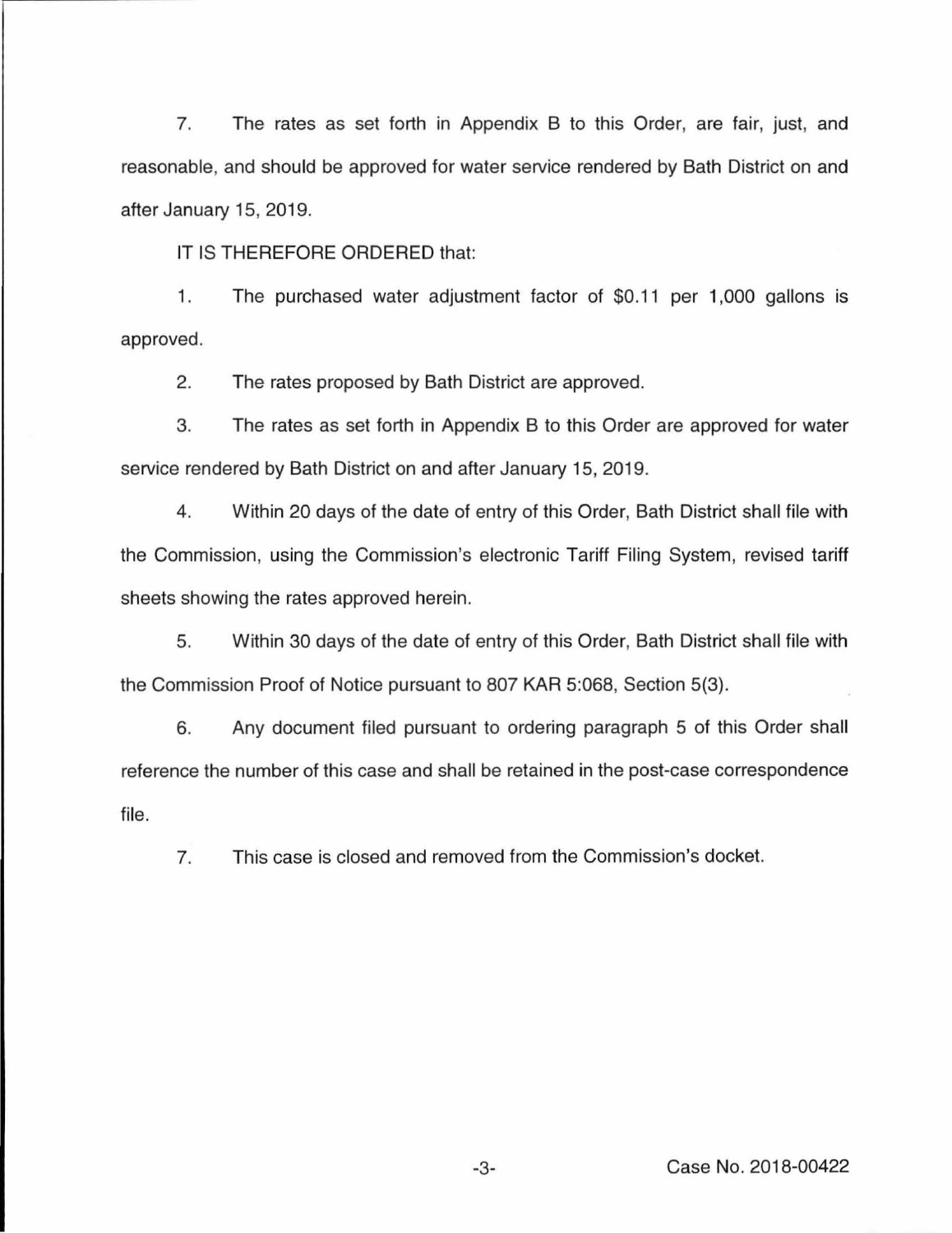7. The rates as set forth in Appendix B to this Order, are fair, just, and reasonable, and should be approved for water service rendered by Bath District on and after January 15, 2019.

IT IS THEREFORE ORDERED that:

1. The purchased water adjustment factor of $0.11 per 1,000 gallons is approved.

2. The rates proposed by Bath District are approved.

3. The rates as set forth in Appendix B to this Order are approved for water service rendered by Bath District on and after January 15, 2019.

4. Within 20 days of the date of entry of this Order, Bath District shall file with the Commission, using the Commission's electronic Tariff Filing System, revised tariff sheets showing the rates approved herein.

5. Within 30 days of the date of entry of this Order, Bath District shall file with the Commission Proof of Notice pursuant to 807 KAR 5:068, Section 5(3).

6. Any document filed pursuant to ordering paragraph 5 of this Order shall reference the number of this case and shall be retained in the post-case correspondence file.

7. This case is closed and removed from the Commission's docket.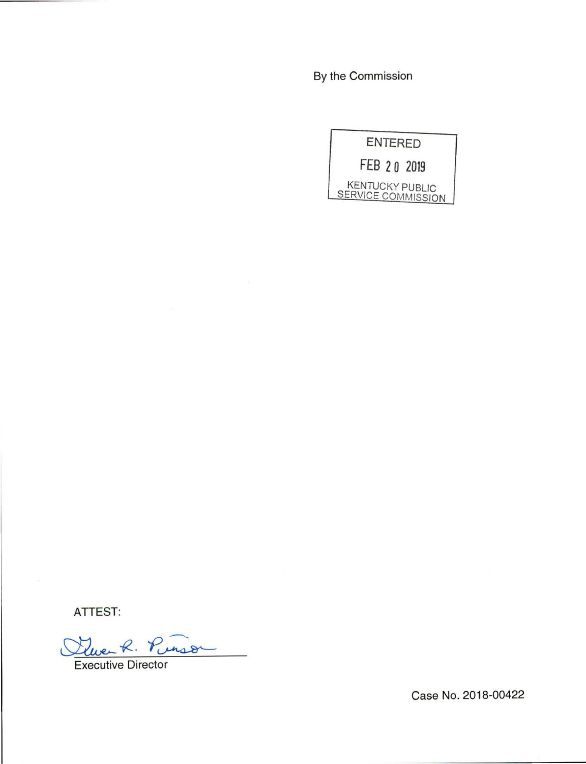By the Commission

ENTERED

FEB 20 2019

KENTUCKY PUBLIC SERVICE COMMISSION

ATTEST:

Gwen R. Pinson

Executive Director

Case No. 2018-00422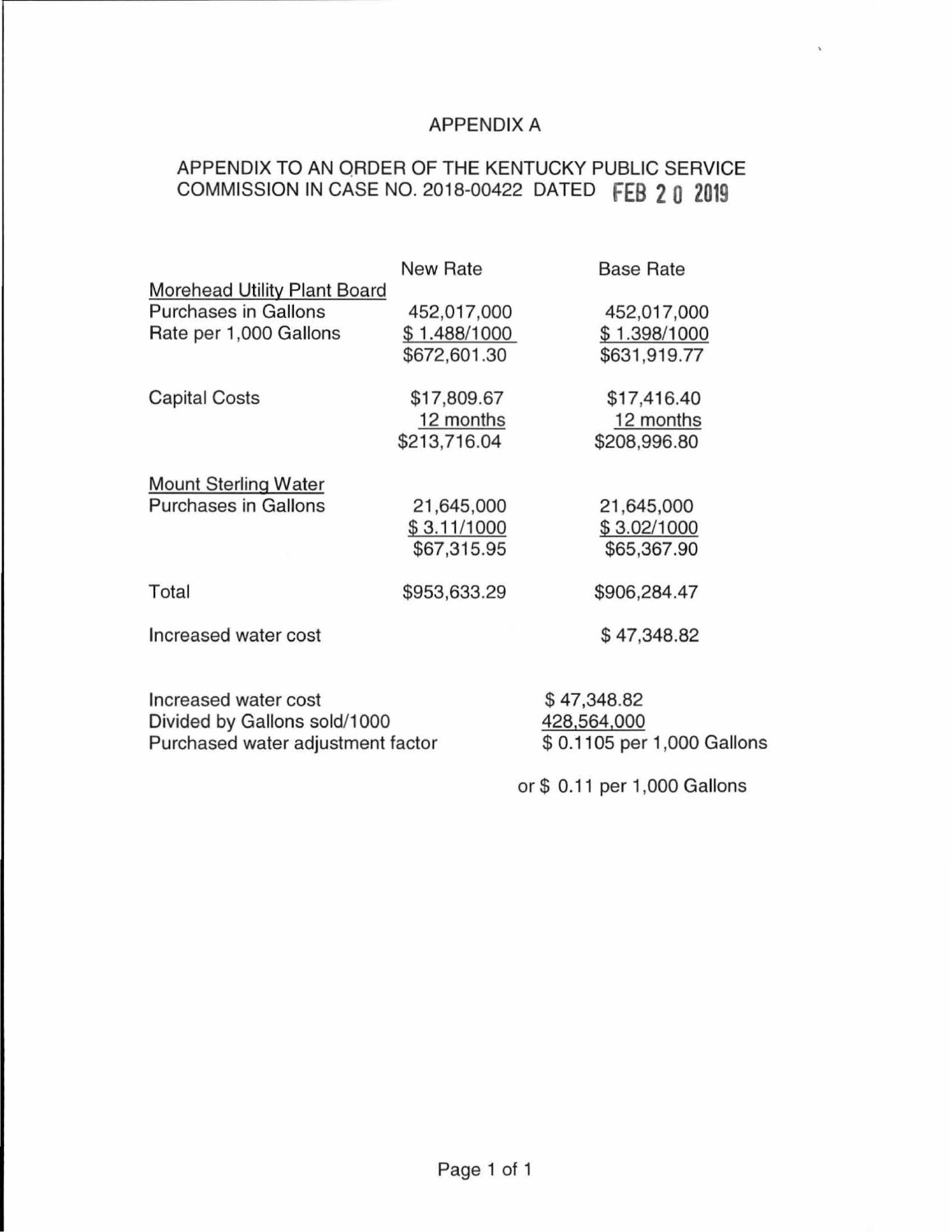# APPENDIX A

## APPENDIX TO AN ORDER OF THE KENTUCKY PUBLIC SERVICE COMMISSION IN CASE NO. 2018-00422 DATED FEB 20 2019

| | New Rate | Base Rate |
|---|---|---|
| **Morehead Utility Plant Board** | | |
| Purchases in Gallons | 452,017,000 | 452,017,000 |
| Rate per 1,000 Gallons | $ 1.488/1000 | $ 1.398/1000 |
| | $672,601.30 | $631,919.77 |
| Capital Costs | $17,809.67 | $17,416.40 |
| | 12 months | 12 months |
| | $213,716.04 | $208,996.80 |
| **Mount Sterling Water** | | |
| Purchases in Gallons | 21,645,000 | 21,645,000 |
| | $ 3.11/1000 | $ 3.02/1000 |
| | $67,315.95 | $65,367.90 |
| Total | $953,633.29 | $906,284.47 |
| Increased water cost | | $ 47,348.82 |

| | |
|---|---|
| Increased water cost | $ 47,348.82 |
| Divided by Gallons sold/1000 | 428,564,000 |
| Purchased water adjustment factor | $ 0.1105 per 1,000 Gallons |
| | or $ 0.11 per 1,000 Gallons |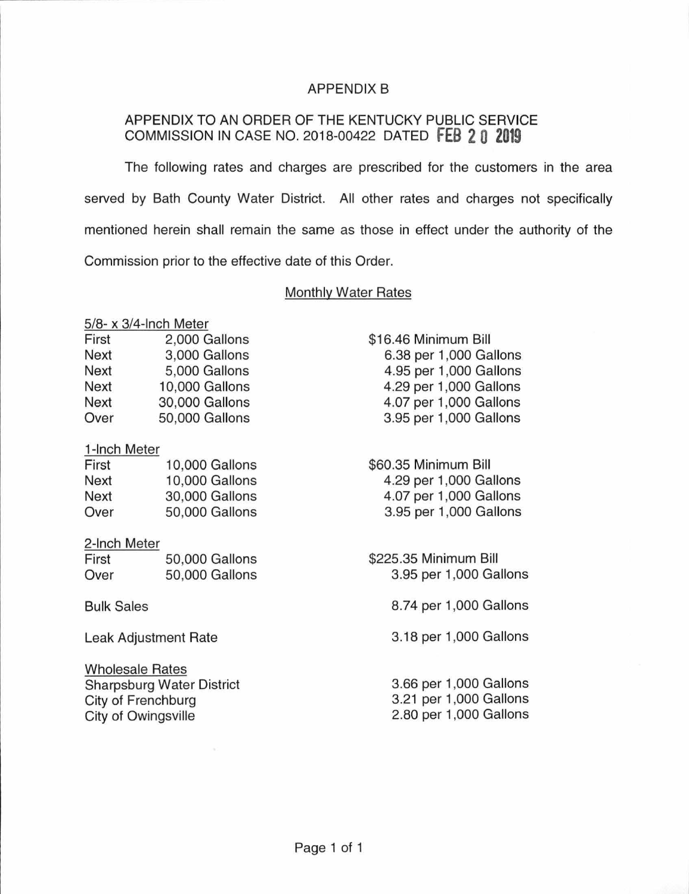# APPENDIX B

## APPENDIX TO AN ORDER OF THE KENTUCKY PUBLIC SERVICE COMMISSION IN CASE NO. 2018-00422 DATED FEB 20 2019

The following rates and charges are prescribed for the customers in the area served by Bath County Water District. All other rates and charges not specifically mentioned herein shall remain the same as those in effect under the authority of the Commission prior to the effective date of this Order.

### Monthly Water Rates

**5/8- x 3/4-Inch Meter**

| | | |
|---|---|---|
| First | 2,000 Gallons | \$16.46 Minimum Bill |
| Next | 3,000 Gallons | 6.38 per 1,000 Gallons |
| Next | 5,000 Gallons | 4.95 per 1,000 Gallons |
| Next | 10,000 Gallons | 4.29 per 1,000 Gallons |
| Next | 30,000 Gallons | 4.07 per 1,000 Gallons |
| Over | 50,000 Gallons | 3.95 per 1,000 Gallons |

**1-Inch Meter**

| | | |
|---|---|---|
| First | 10,000 Gallons | \$60.35 Minimum Bill |
| Next | 10,000 Gallons | 4.29 per 1,000 Gallons |
| Next | 30,000 Gallons | 4.07 per 1,000 Gallons |
| Over | 50,000 Gallons | 3.95 per 1,000 Gallons |

**2-Inch Meter**

| | | |
|---|---|---|
| First | 50,000 Gallons | \$225.35 Minimum Bill |
| Over | 50,000 Gallons | 3.95 per 1,000 Gallons |

| | |
|---|---|
| Bulk Sales | 8.74 per 1,000 Gallons |
| Leak Adjustment Rate | 3.18 per 1,000 Gallons |

**Wholesale Rates**

| | |
|---|---|
| Sharpsburg Water District | 3.66 per 1,000 Gallons |
| City of Frenchburg | 3.21 per 1,000 Gallons |
| City of Owingsville | 2.80 per 1,000 Gallons |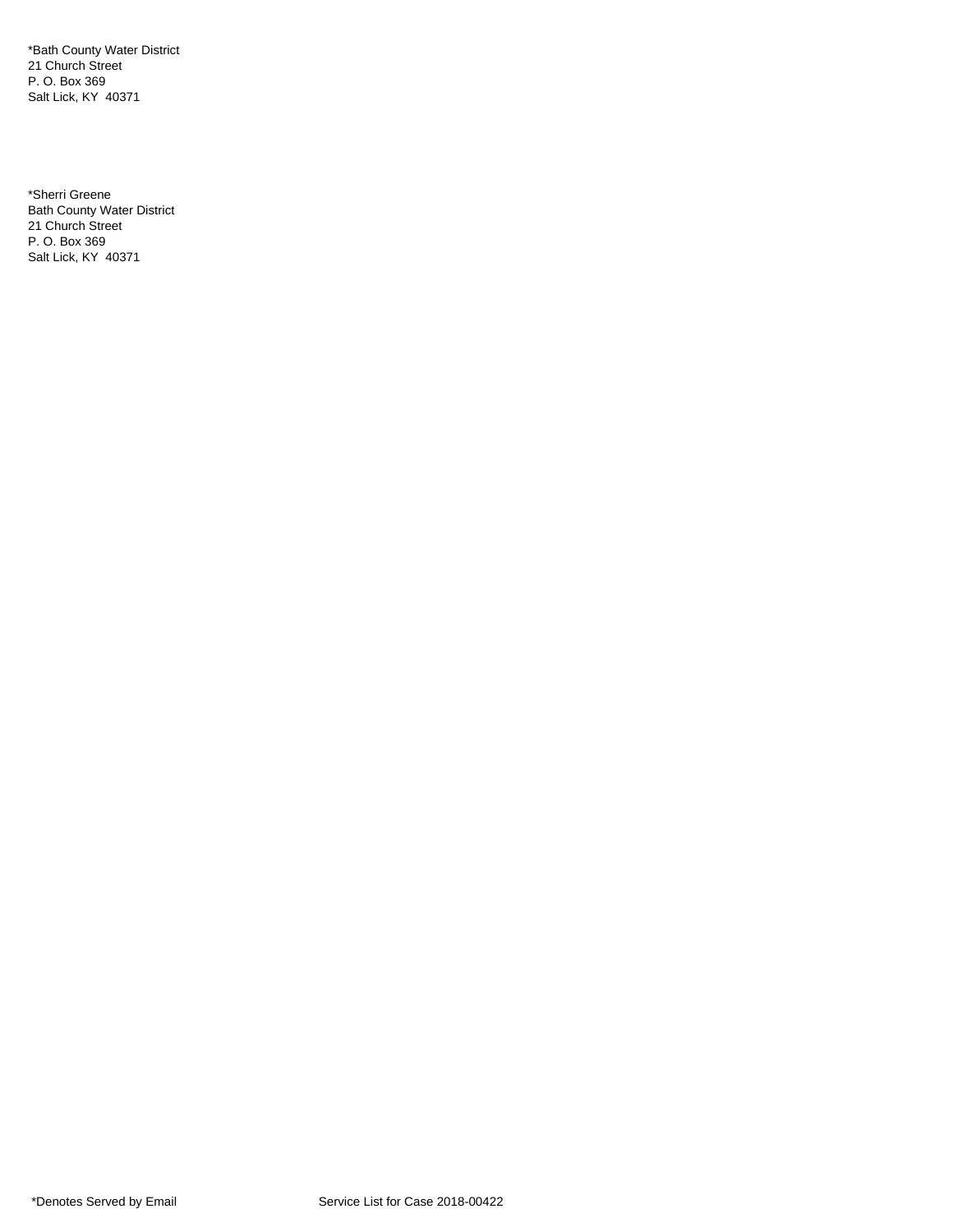*Bath County Water District
21 Church Street
P. O. Box 369
Salt Lick, KY  40371

*Sherri Greene
Bath County Water District
21 Church Street
P. O. Box 369
Salt Lick, KY  40371

*Denotes Served by Email

Service List for Case 2018-00422